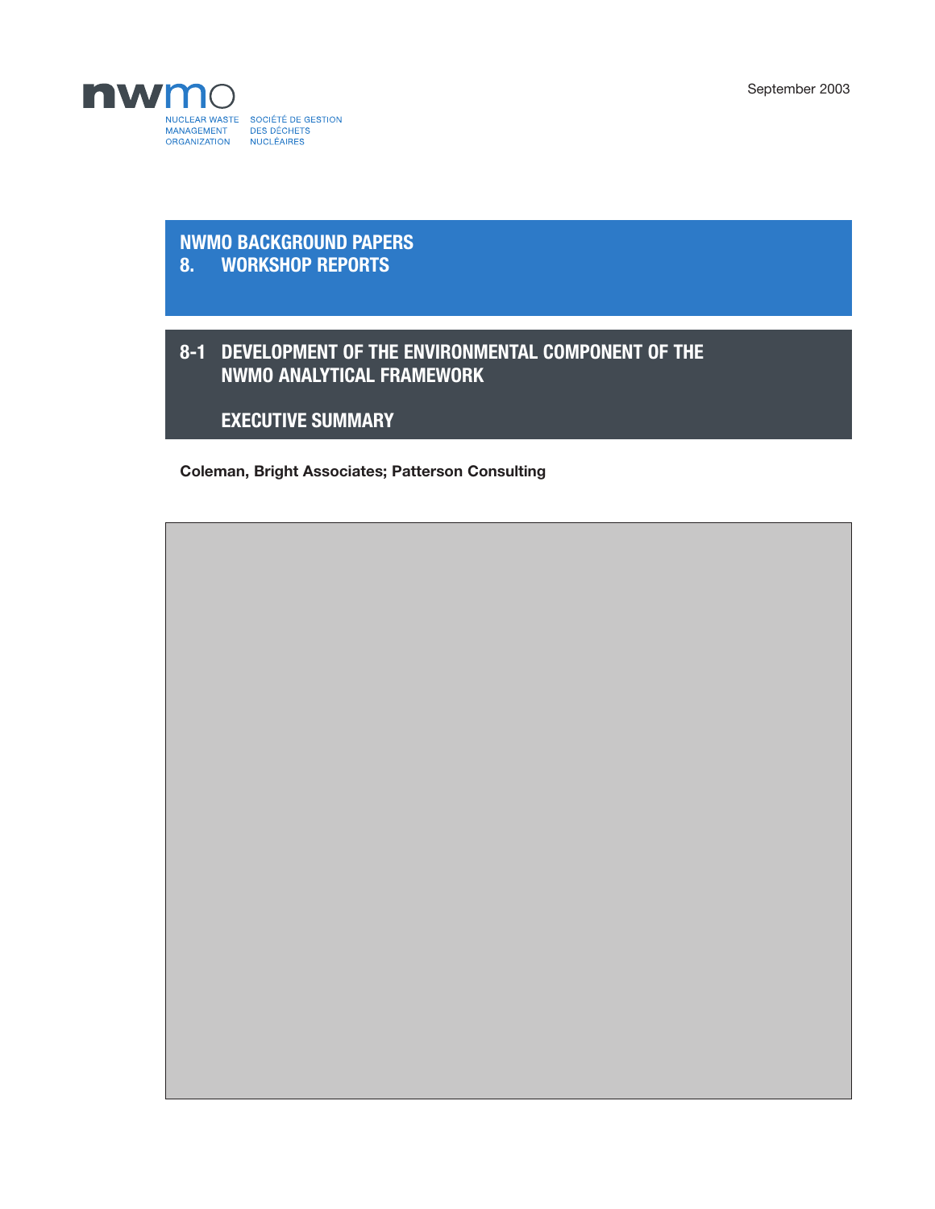September 2003

NUCLEAR WASTE MANAGEMENT ORGANIZATION

SOCIÉTÉ DE GESTION DES DÉCHETS NUCLÉAIRES

# NWMO BACKGROUND PAPERS
# 8. WORKSHOP REPORTS

## 8-1 DEVELOPMENT OF THE ENVIRONMENTAL COMPONENT OF THE NWMO ANALYTICAL FRAMEWORK

## EXECUTIVE SUMMARY

**Coleman, Bright Associates; Patterson Consulting**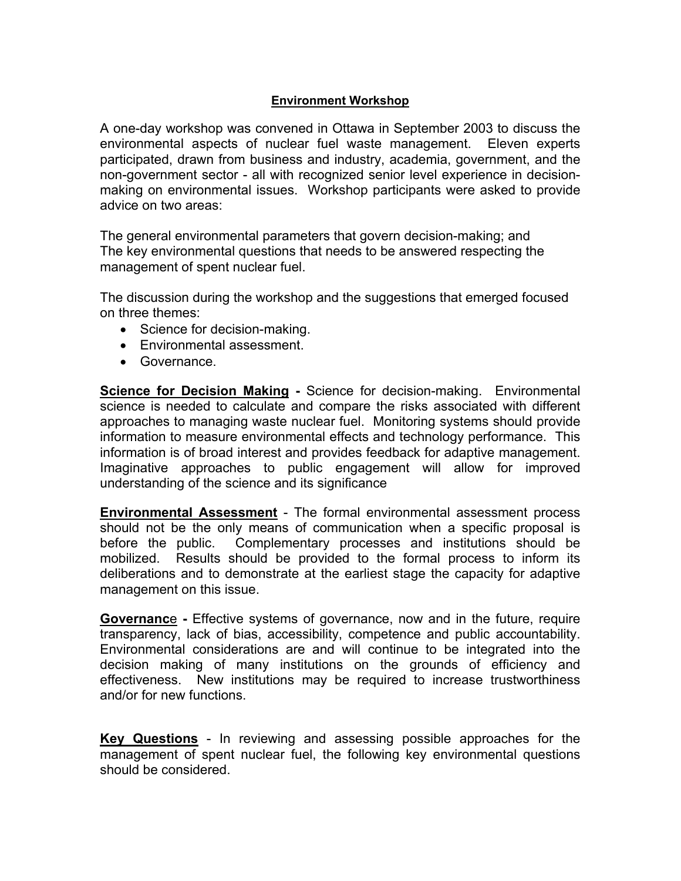## Environment Workshop

A one-day workshop was convened in Ottawa in September 2003 to discuss the environmental aspects of nuclear fuel waste management. Eleven experts participated, drawn from business and industry, academia, government, and the non-government sector - all with recognized senior level experience in decision-making on environmental issues. Workshop participants were asked to provide advice on two areas:

The general environmental parameters that govern decision-making; and
The key environmental questions that needs to be answered respecting the management of spent nuclear fuel.

The discussion during the workshop and the suggestions that emerged focused on three themes:

- Science for decision-making.
- Environmental assessment.
- Governance.

**Science for Decision Making -** Science for decision-making. Environmental science is needed to calculate and compare the risks associated with different approaches to managing waste nuclear fuel. Monitoring systems should provide information to measure environmental effects and technology performance. This information is of broad interest and provides feedback for adaptive management. Imaginative approaches to public engagement will allow for improved understanding of the science and its significance

**Environmental Assessment** - The formal environmental assessment process should not be the only means of communication when a specific proposal is before the public. Complementary processes and institutions should be mobilized. Results should be provided to the formal process to inform its deliberations and to demonstrate at the earliest stage the capacity for adaptive management on this issue.

**Governance -** Effective systems of governance, now and in the future, require transparency, lack of bias, accessibility, competence and public accountability. Environmental considerations are and will continue to be integrated into the decision making of many institutions on the grounds of efficiency and effectiveness. New institutions may be required to increase trustworthiness and/or for new functions.

**Key Questions** - In reviewing and assessing possible approaches for the management of spent nuclear fuel, the following key environmental questions should be considered.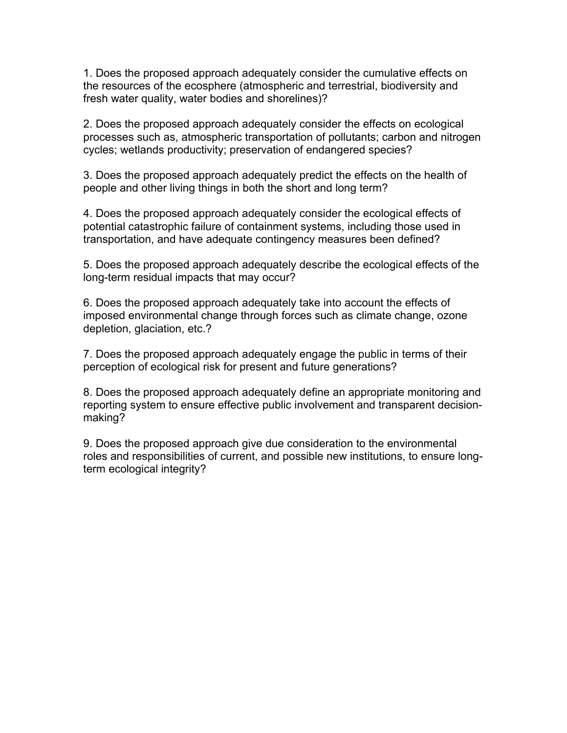1. Does the proposed approach adequately consider the cumulative effects on the resources of the ecosphere (atmospheric and terrestrial, biodiversity and fresh water quality, water bodies and shorelines)?

2. Does the proposed approach adequately consider the effects on ecological processes such as, atmospheric transportation of pollutants; carbon and nitrogen cycles; wetlands productivity; preservation of endangered species?

3. Does the proposed approach adequately predict the effects on the health of people and other living things in both the short and long term?

4. Does the proposed approach adequately consider the ecological effects of potential catastrophic failure of containment systems, including those used in transportation, and have adequate contingency measures been defined?

5. Does the proposed approach adequately describe the ecological effects of the long-term residual impacts that may occur?

6. Does the proposed approach adequately take into account the effects of imposed environmental change through forces such as climate change, ozone depletion, glaciation, etc.?

7. Does the proposed approach adequately engage the public in terms of their perception of ecological risk for present and future generations?

8. Does the proposed approach adequately define an appropriate monitoring and reporting system to ensure effective public involvement and transparent decision-making?

9. Does the proposed approach give due consideration to the environmental roles and responsibilities of current, and possible new institutions, to ensure long-term ecological integrity?